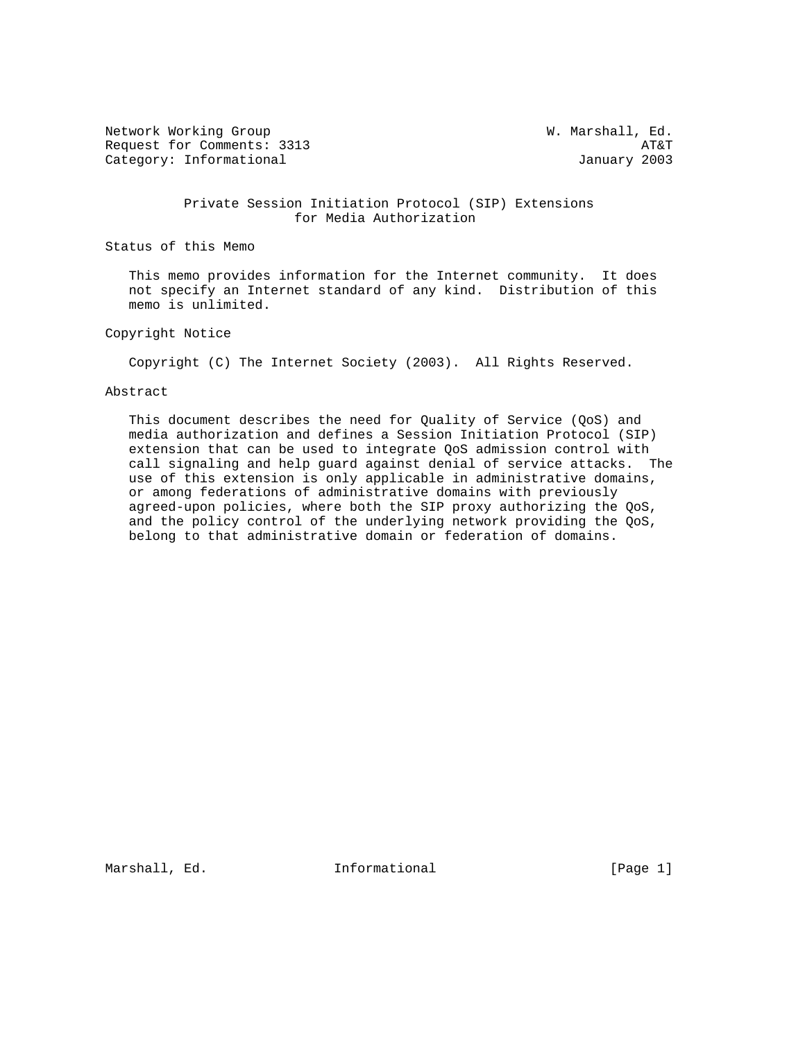Network Working Group W. Marshall, Ed.
Request for Comments: 3313 AT&T
Category: Informational January 2003

# Private Session Initiation Protocol (SIP) Extensions for Media Authorization

## Status of this Memo

This memo provides information for the Internet community. It does not specify an Internet standard of any kind. Distribution of this memo is unlimited.

## Copyright Notice

Copyright (C) The Internet Society (2003). All Rights Reserved.

## Abstract

This document describes the need for Quality of Service (QoS) and media authorization and defines a Session Initiation Protocol (SIP) extension that can be used to integrate QoS admission control with call signaling and help guard against denial of service attacks. The use of this extension is only applicable in administrative domains, or among federations of administrative domains with previously agreed-upon policies, where both the SIP proxy authorizing the QoS, and the policy control of the underlying network providing the QoS, belong to that administrative domain or federation of domains.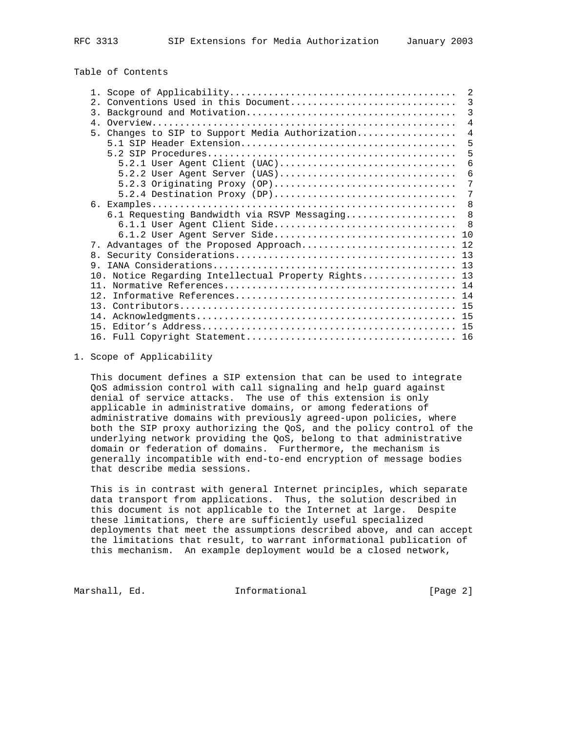Table of Contents

```
   1. Scope of Applicability........................................  2
   2. Conventions Used in this Document.............................  3
   3. Background and Motivation.....................................  3
   4. Overview......................................................  4
   5. Changes to SIP to Support Media Authorization.................  4
      5.1 SIP Header Extension......................................  5
      5.2 SIP Procedures............................................  5
        5.2.1 User Agent Client (UAC)...............................  6
        5.2.2 User Agent Server (UAS)...............................  6
        5.2.3 Originating Proxy (OP)................................  7
        5.2.4 Destination Proxy (DP)................................  7
   6. Examples......................................................  8
      6.1 Requesting Bandwidth via RSVP Messaging...................  8
        6.1.1 User Agent Client Side................................  8
        6.1.2 User Agent Server Side................................ 10
   7. Advantages of the Proposed Approach........................... 12
   8. Security Considerations....................................... 13
   9. IANA Considerations........................................... 13
   10. Notice Regarding Intellectual Property Rights................ 13
   11. Normative References......................................... 14
   12. Informative References....................................... 14
   13. Contributors................................................. 15
   14. Acknowledgments.............................................. 15
   15. Editor's Address............................................. 15
   16. Full Copyright Statement..................................... 16
```

## 1. Scope of Applicability

This document defines a SIP extension that can be used to integrate QoS admission control with call signaling and help guard against denial of service attacks. The use of this extension is only applicable in administrative domains, or among federations of administrative domains with previously agreed-upon policies, where both the SIP proxy authorizing the QoS, and the policy control of the underlying network providing the QoS, belong to that administrative domain or federation of domains. Furthermore, the mechanism is generally incompatible with end-to-end encryption of message bodies that describe media sessions.

This is in contrast with general Internet principles, which separate data transport from applications. Thus, the solution described in this document is not applicable to the Internet at large. Despite these limitations, there are sufficiently useful specialized deployments that meet the assumptions described above, and can accept the limitations that result, to warrant informational publication of this mechanism. An example deployment would be a closed network,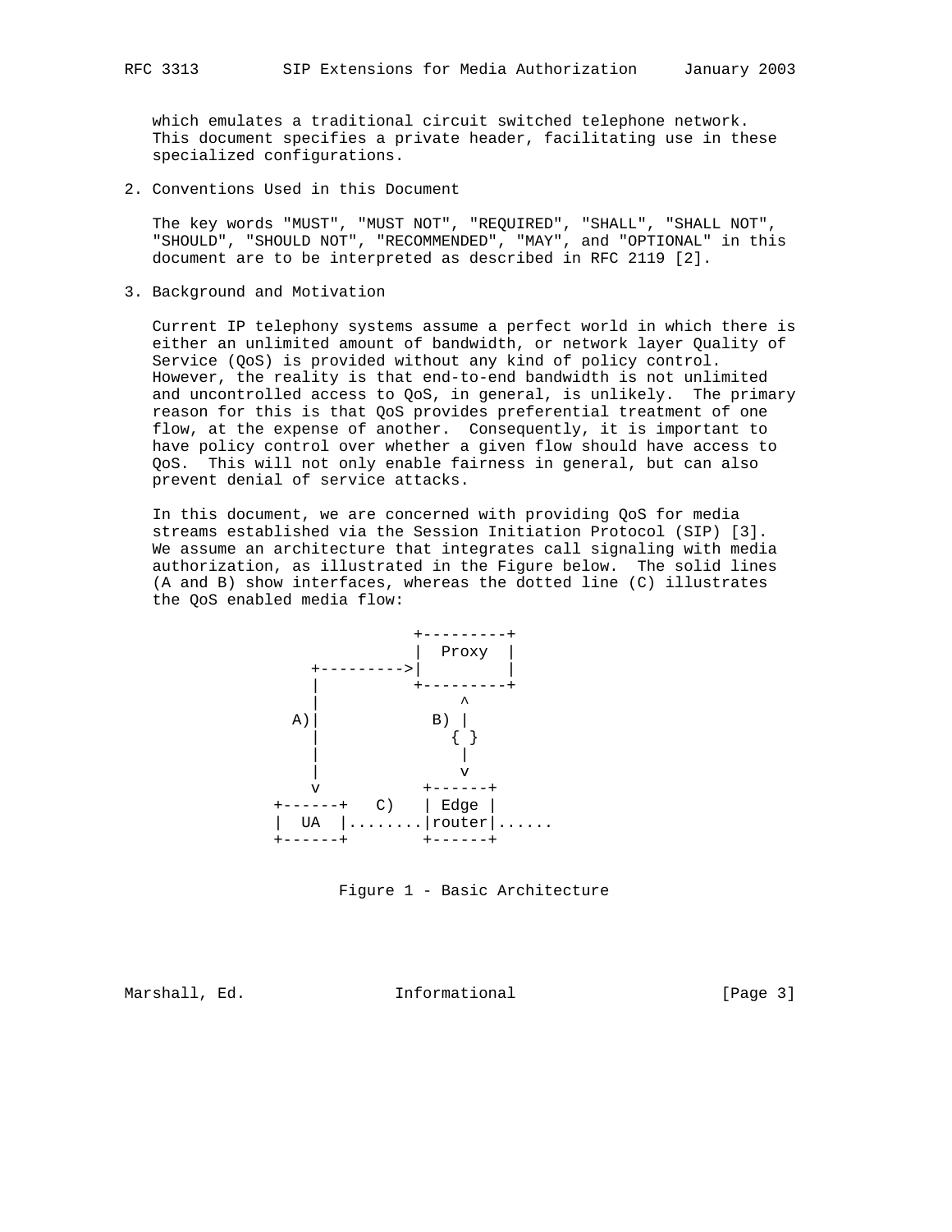which emulates a traditional circuit switched telephone network. This document specifies a private header, facilitating use in these specialized configurations.

## 2. Conventions Used in this Document

The key words "MUST", "MUST NOT", "REQUIRED", "SHALL", "SHALL NOT", "SHOULD", "SHOULD NOT", "RECOMMENDED", "MAY", and "OPTIONAL" in this document are to be interpreted as described in RFC 2119 [2].

## 3. Background and Motivation

Current IP telephony systems assume a perfect world in which there is either an unlimited amount of bandwidth, or network layer Quality of Service (QoS) is provided without any kind of policy control. However, the reality is that end-to-end bandwidth is not unlimited and uncontrolled access to QoS, in general, is unlikely. The primary reason for this is that QoS provides preferential treatment of one flow, at the expense of another. Consequently, it is important to have policy control over whether a given flow should have access to QoS. This will not only enable fairness in general, but can also prevent denial of service attacks.

In this document, we are concerned with providing QoS for media streams established via the Session Initiation Protocol (SIP) [3]. We assume an architecture that integrates call signaling with media authorization, as illustrated in the Figure below. The solid lines (A and B) show interfaces, whereas the dotted line (C) illustrates the QoS enabled media flow:

```
                   +---------+
                   |  Proxy  |
      +--------->|         |
      |          +---------+
      |              ^
    A)|           B) |
      |             { }
      |              |
      |              v
      v           +------+
  +------+   C)   | Edge |
  |  UA  |........|router|......
  +------+        +------+
```

Figure 1 - Basic Architecture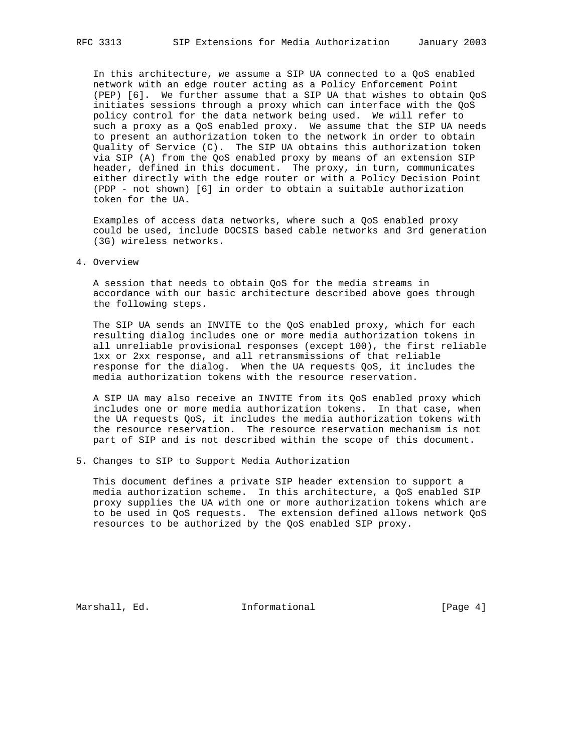In this architecture, we assume a SIP UA connected to a QoS enabled network with an edge router acting as a Policy Enforcement Point (PEP) [6]. We further assume that a SIP UA that wishes to obtain QoS initiates sessions through a proxy which can interface with the QoS policy control for the data network being used. We will refer to such a proxy as a QoS enabled proxy. We assume that the SIP UA needs to present an authorization token to the network in order to obtain Quality of Service (C). The SIP UA obtains this authorization token via SIP (A) from the QoS enabled proxy by means of an extension SIP header, defined in this document. The proxy, in turn, communicates either directly with the edge router or with a Policy Decision Point (PDP - not shown) [6] in order to obtain a suitable authorization token for the UA.

Examples of access data networks, where such a QoS enabled proxy could be used, include DOCSIS based cable networks and 3rd generation (3G) wireless networks.

## 4. Overview

A session that needs to obtain QoS for the media streams in accordance with our basic architecture described above goes through the following steps.

The SIP UA sends an INVITE to the QoS enabled proxy, which for each resulting dialog includes one or more media authorization tokens in all unreliable provisional responses (except 100), the first reliable 1xx or 2xx response, and all retransmissions of that reliable response for the dialog. When the UA requests QoS, it includes the media authorization tokens with the resource reservation.

A SIP UA may also receive an INVITE from its QoS enabled proxy which includes one or more media authorization tokens. In that case, when the UA requests QoS, it includes the media authorization tokens with the resource reservation. The resource reservation mechanism is not part of SIP and is not described within the scope of this document.

## 5. Changes to SIP to Support Media Authorization

This document defines a private SIP header extension to support a media authorization scheme. In this architecture, a QoS enabled SIP proxy supplies the UA with one or more authorization tokens which are to be used in QoS requests. The extension defined allows network QoS resources to be authorized by the QoS enabled SIP proxy.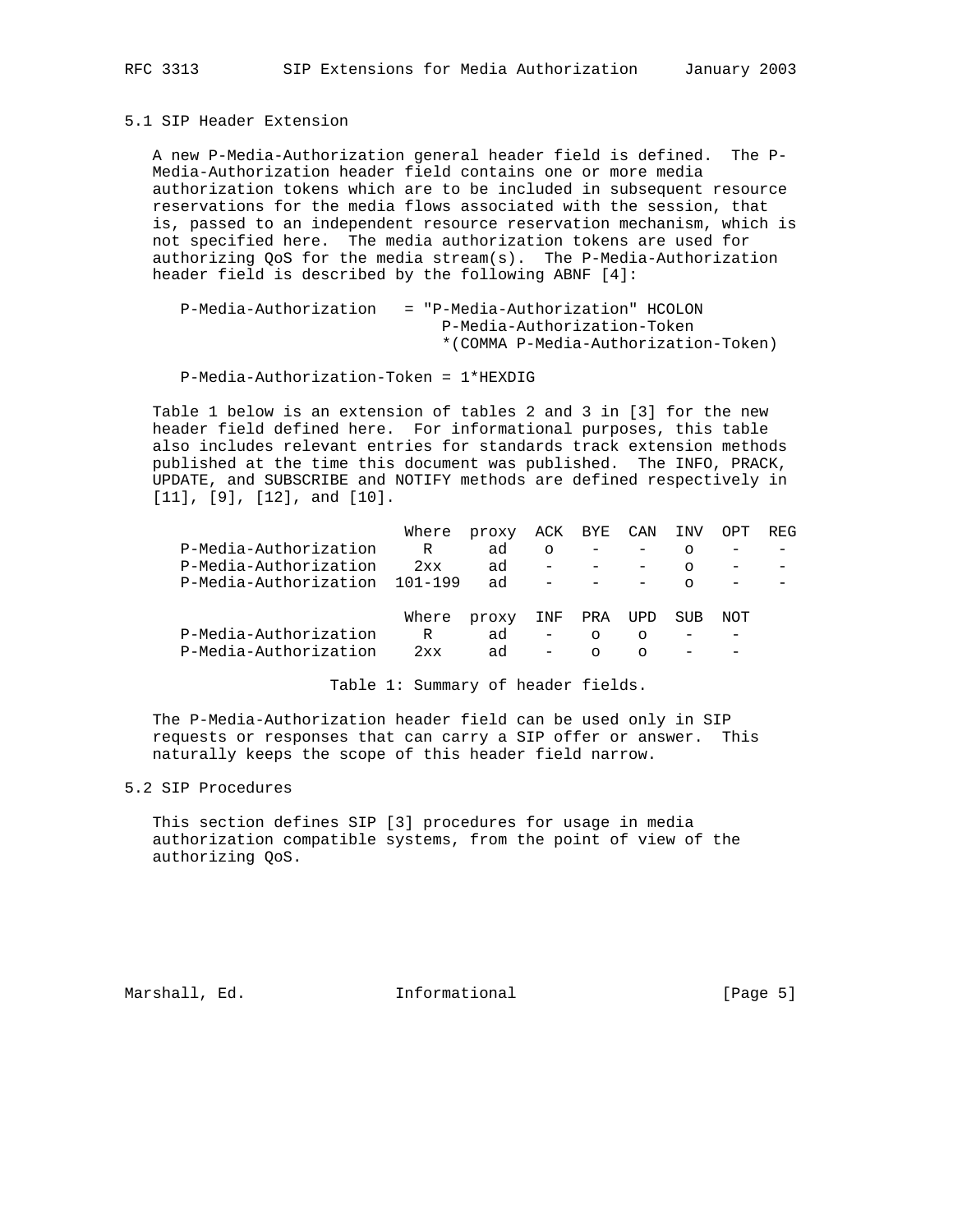### 5.1 SIP Header Extension

A new P-Media-Authorization general header field is defined. The P-Media-Authorization header field contains one or more media authorization tokens which are to be included in subsequent resource reservations for the media flows associated with the session, that is, passed to an independent resource reservation mechanism, which is not specified here. The media authorization tokens are used for authorizing QoS for the media stream(s). The P-Media-Authorization header field is described by the following ABNF [4]:

```
P-Media-Authorization   = "P-Media-Authorization" HCOLON
                            P-Media-Authorization-Token
                            *(COMMA P-Media-Authorization-Token)

P-Media-Authorization-Token = 1*HEXDIG
```

Table 1 below is an extension of tables 2 and 3 in [3] for the new header field defined here. For informational purposes, this table also includes relevant entries for standards track extension methods published at the time this document was published. The INFO, PRACK, UPDATE, and SUBSCRIBE and NOTIFY methods are defined respectively in [11], [9], [12], and [10].

| | Where | proxy | ACK | BYE | CAN | INV | OPT | REG |
|---|---|---|---|---|---|---|---|---|
| P-Media-Authorization | R | ad | o | - | - | o | - | - |
| P-Media-Authorization | 2xx | ad | - | - | - | o | - | - |
| P-Media-Authorization | 101-199 | ad | - | - | - | o | - | - |

| | Where | proxy | INF | PRA | UPD | SUB | NOT |
|---|---|---|---|---|---|---|---|
| P-Media-Authorization | R | ad | - | o | o | - | - |
| P-Media-Authorization | 2xx | ad | - | o | o | - | - |

Table 1: Summary of header fields.

The P-Media-Authorization header field can be used only in SIP requests or responses that can carry a SIP offer or answer. This naturally keeps the scope of this header field narrow.

### 5.2 SIP Procedures

This section defines SIP [3] procedures for usage in media authorization compatible systems, from the point of view of the authorizing QoS.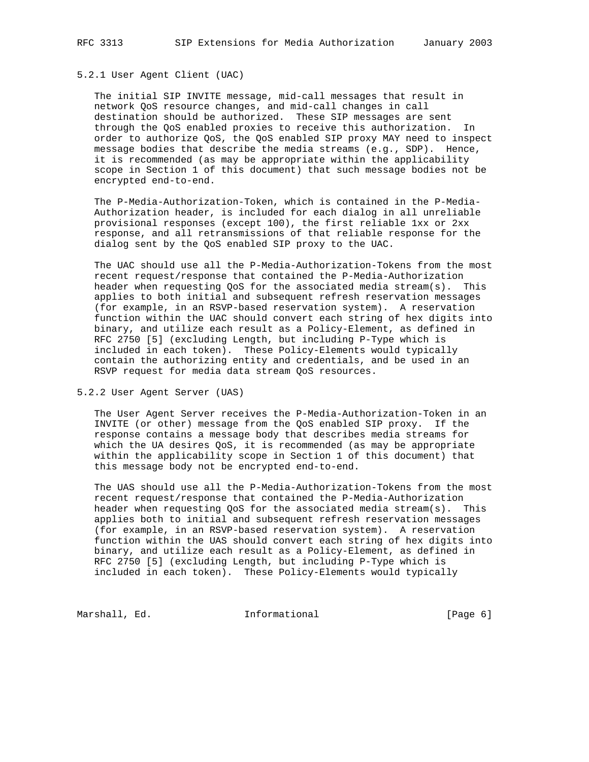#### 5.2.1 User Agent Client (UAC)

The initial SIP INVITE message, mid-call messages that result in network QoS resource changes, and mid-call changes in call destination should be authorized. These SIP messages are sent through the QoS enabled proxies to receive this authorization. In order to authorize QoS, the QoS enabled SIP proxy MAY need to inspect message bodies that describe the media streams (e.g., SDP). Hence, it is recommended (as may be appropriate within the applicability scope in Section 1 of this document) that such message bodies not be encrypted end-to-end.

The P-Media-Authorization-Token, which is contained in the P-Media-Authorization header, is included for each dialog in all unreliable provisional responses (except 100), the first reliable 1xx or 2xx response, and all retransmissions of that reliable response for the dialog sent by the QoS enabled SIP proxy to the UAC.

The UAC should use all the P-Media-Authorization-Tokens from the most recent request/response that contained the P-Media-Authorization header when requesting QoS for the associated media stream(s). This applies to both initial and subsequent refresh reservation messages (for example, in an RSVP-based reservation system). A reservation function within the UAC should convert each string of hex digits into binary, and utilize each result as a Policy-Element, as defined in RFC 2750 [5] (excluding Length, but including P-Type which is included in each token). These Policy-Elements would typically contain the authorizing entity and credentials, and be used in an RSVP request for media data stream QoS resources.

#### 5.2.2 User Agent Server (UAS)

The User Agent Server receives the P-Media-Authorization-Token in an INVITE (or other) message from the QoS enabled SIP proxy. If the response contains a message body that describes media streams for which the UA desires QoS, it is recommended (as may be appropriate within the applicability scope in Section 1 of this document) that this message body not be encrypted end-to-end.

The UAS should use all the P-Media-Authorization-Tokens from the most recent request/response that contained the P-Media-Authorization header when requesting QoS for the associated media stream(s). This applies both to initial and subsequent refresh reservation messages (for example, in an RSVP-based reservation system). A reservation function within the UAS should convert each string of hex digits into binary, and utilize each result as a Policy-Element, as defined in RFC 2750 [5] (excluding Length, but including P-Type which is included in each token). These Policy-Elements would typically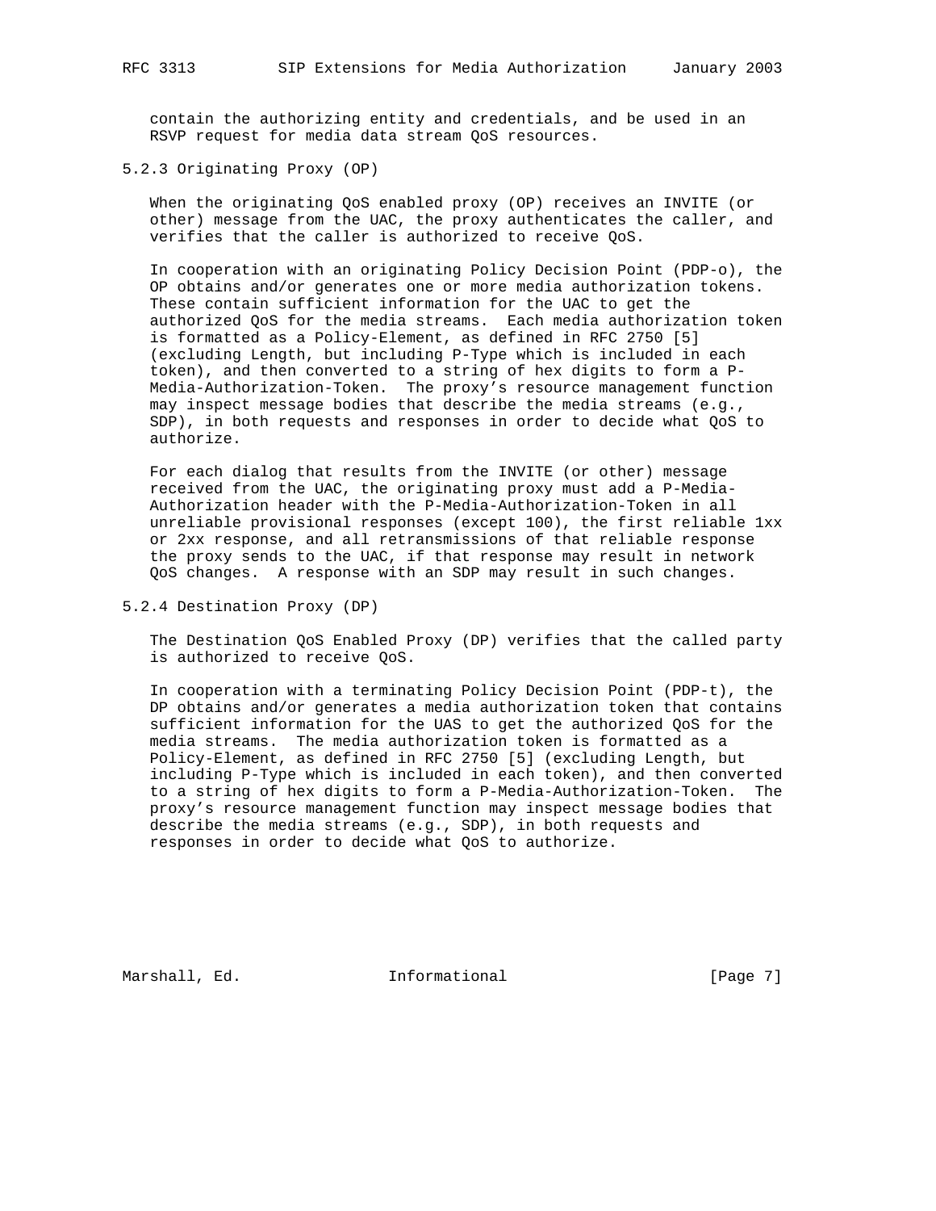contain the authorizing entity and credentials, and be used in an RSVP request for media data stream QoS resources.

### 5.2.3 Originating Proxy (OP)

When the originating QoS enabled proxy (OP) receives an INVITE (or other) message from the UAC, the proxy authenticates the caller, and verifies that the caller is authorized to receive QoS.

In cooperation with an originating Policy Decision Point (PDP-o), the OP obtains and/or generates one or more media authorization tokens. These contain sufficient information for the UAC to get the authorized QoS for the media streams. Each media authorization token is formatted as a Policy-Element, as defined in RFC 2750 [5] (excluding Length, but including P-Type which is included in each token), and then converted to a string of hex digits to form a P-Media-Authorization-Token. The proxy's resource management function may inspect message bodies that describe the media streams (e.g., SDP), in both requests and responses in order to decide what QoS to authorize.

For each dialog that results from the INVITE (or other) message received from the UAC, the originating proxy must add a P-Media-Authorization header with the P-Media-Authorization-Token in all unreliable provisional responses (except 100), the first reliable 1xx or 2xx response, and all retransmissions of that reliable response the proxy sends to the UAC, if that response may result in network QoS changes. A response with an SDP may result in such changes.

### 5.2.4 Destination Proxy (DP)

The Destination QoS Enabled Proxy (DP) verifies that the called party is authorized to receive QoS.

In cooperation with a terminating Policy Decision Point (PDP-t), the DP obtains and/or generates a media authorization token that contains sufficient information for the UAS to get the authorized QoS for the media streams. The media authorization token is formatted as a Policy-Element, as defined in RFC 2750 [5] (excluding Length, but including P-Type which is included in each token), and then converted to a string of hex digits to form a P-Media-Authorization-Token. The proxy's resource management function may inspect message bodies that describe the media streams (e.g., SDP), in both requests and responses in order to decide what QoS to authorize.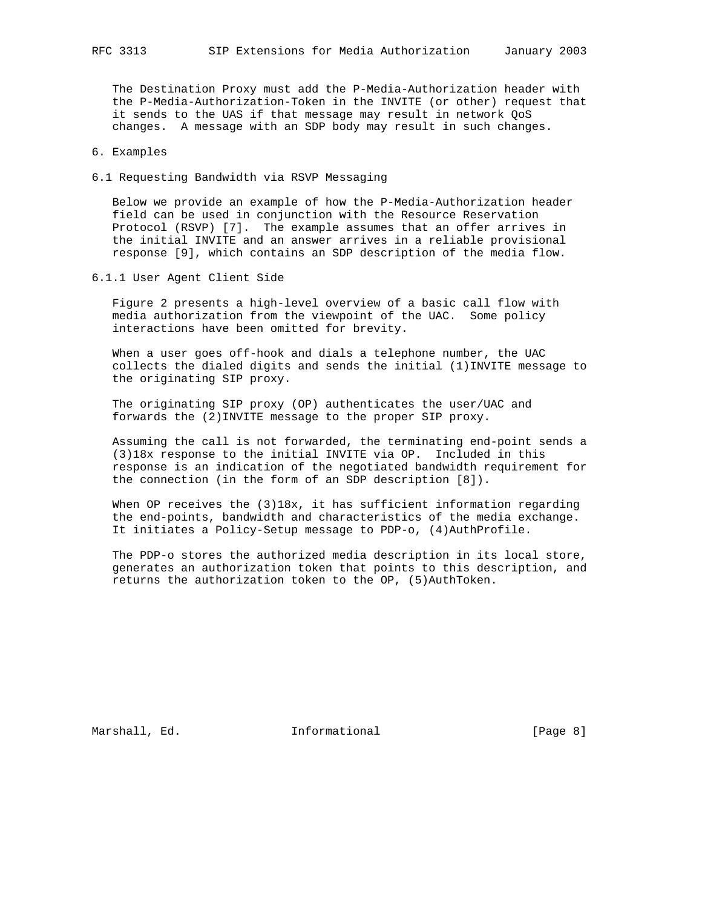The Destination Proxy must add the P-Media-Authorization header with the P-Media-Authorization-Token in the INVITE (or other) request that it sends to the UAS if that message may result in network QoS changes. A message with an SDP body may result in such changes.

## 6. Examples

### 6.1 Requesting Bandwidth via RSVP Messaging

Below we provide an example of how the P-Media-Authorization header field can be used in conjunction with the Resource Reservation Protocol (RSVP) [7]. The example assumes that an offer arrives in the initial INVITE and an answer arrives in a reliable provisional response [9], which contains an SDP description of the media flow.

#### 6.1.1 User Agent Client Side

Figure 2 presents a high-level overview of a basic call flow with media authorization from the viewpoint of the UAC. Some policy interactions have been omitted for brevity.

When a user goes off-hook and dials a telephone number, the UAC collects the dialed digits and sends the initial (1)INVITE message to the originating SIP proxy.

The originating SIP proxy (OP) authenticates the user/UAC and forwards the (2)INVITE message to the proper SIP proxy.

Assuming the call is not forwarded, the terminating end-point sends a (3)18x response to the initial INVITE via OP. Included in this response is an indication of the negotiated bandwidth requirement for the connection (in the form of an SDP description [8]).

When OP receives the (3)18x, it has sufficient information regarding the end-points, bandwidth and characteristics of the media exchange. It initiates a Policy-Setup message to PDP-o, (4)AuthProfile.

The PDP-o stores the authorized media description in its local store, generates an authorization token that points to this description, and returns the authorization token to the OP, (5)AuthToken.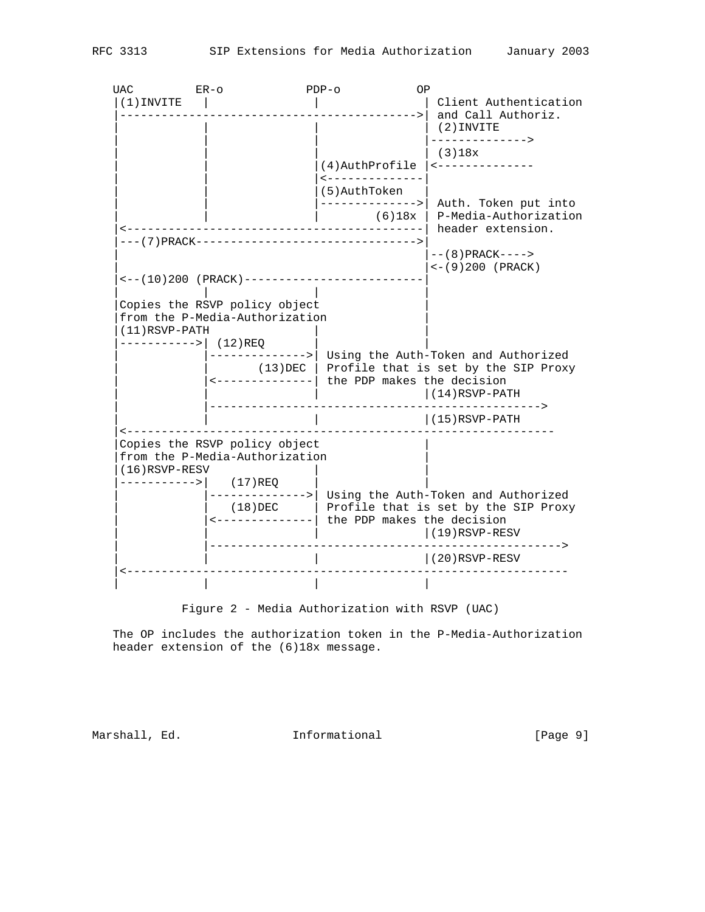```
   UAC         ER-o           PDP-o           OP
   |(1)INVITE   |              |               | Client Authentication
   |------------------------------------------->| and Call Authoriz.
   |            |              |               | (2)INVITE
   |            |              |               |-------------->
   |            |              |               | (3)18x
   |            |              |(4)AuthProfile |<--------------
   |            |              |<--------------|
   |            |              |(5)AuthToken   |
   |            |              |-------------->| Auth. Token put into
   |            |              |        (6)18x | P-Media-Authorization
   |<-------------------------------------------| header extension.
   |---(7)PRACK-------------------------------->|
   |                                           |--(8)PRACK---->
   |                                           |<-(9)200 (PRACK)
   |<--(10)200 (PRACK)--------------------------|
   |            |              |               |
   |Copies the RSVP policy object              |
   |from the P-Media-Authorization             |
   |(11)RSVP-PATH              |               |
   |----------->| (12)REQ      |               |
   |            |-------------->| Using the Auth-Token and Authorized
   |            |       (13)DEC | Profile that is set by the SIP Proxy
   |            |<--------------| the PDP makes the decision
   |            |              |               |(14)RSVP-PATH
   |            |------------------------------------------------>
   |            |              |               |(15)RSVP-PATH
   |<-------------------------------------------------------------
   |Copies the RSVP policy object              |
   |from the P-Media-Authorization             |
   |(16)RSVP-RESV              |               |
   |----------->|   (17)REQ    |               |
   |            |-------------->| Using the Auth-Token and Authorized
   |            |   (18)DEC     | Profile that is set by the SIP Proxy
   |            |<--------------| the PDP makes the decision
   |            |              |               |(19)RSVP-RESV
   |            |-------------------------------------------------->
   |            |              |               |(20)RSVP-RESV
   |<---------------------------------------------------------------
   |            |              |               |
```

Figure 2 - Media Authorization with RSVP (UAC)

The OP includes the authorization token in the P-Media-Authorization header extension of the (6)18x message.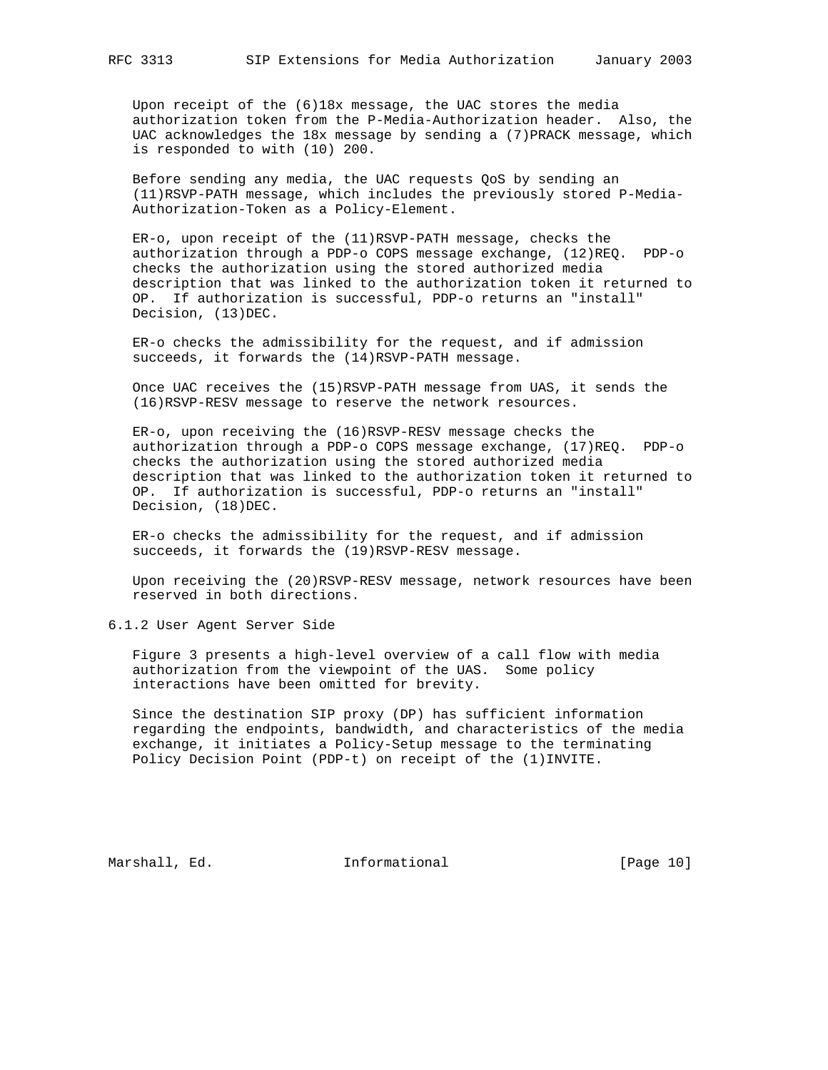Upon receipt of the (6)18x message, the UAC stores the media authorization token from the P-Media-Authorization header. Also, the UAC acknowledges the 18x message by sending a (7)PRACK message, which is responded to with (10) 200.

Before sending any media, the UAC requests QoS by sending an (11)RSVP-PATH message, which includes the previously stored P-Media-Authorization-Token as a Policy-Element.

ER-o, upon receipt of the (11)RSVP-PATH message, checks the authorization through a PDP-o COPS message exchange, (12)REQ. PDP-o checks the authorization using the stored authorized media description that was linked to the authorization token it returned to OP. If authorization is successful, PDP-o returns an "install" Decision, (13)DEC.

ER-o checks the admissibility for the request, and if admission succeeds, it forwards the (14)RSVP-PATH message.

Once UAC receives the (15)RSVP-PATH message from UAS, it sends the (16)RSVP-RESV message to reserve the network resources.

ER-o, upon receiving the (16)RSVP-RESV message checks the authorization through a PDP-o COPS message exchange, (17)REQ. PDP-o checks the authorization using the stored authorized media description that was linked to the authorization token it returned to OP. If authorization is successful, PDP-o returns an "install" Decision, (18)DEC.

ER-o checks the admissibility for the request, and if admission succeeds, it forwards the (19)RSVP-RESV message.

Upon receiving the (20)RSVP-RESV message, network resources have been reserved in both directions.

### 6.1.2 User Agent Server Side

Figure 3 presents a high-level overview of a call flow with media authorization from the viewpoint of the UAS. Some policy interactions have been omitted for brevity.

Since the destination SIP proxy (DP) has sufficient information regarding the endpoints, bandwidth, and characteristics of the media exchange, it initiates a Policy-Setup message to the terminating Policy Decision Point (PDP-t) on receipt of the (1)INVITE.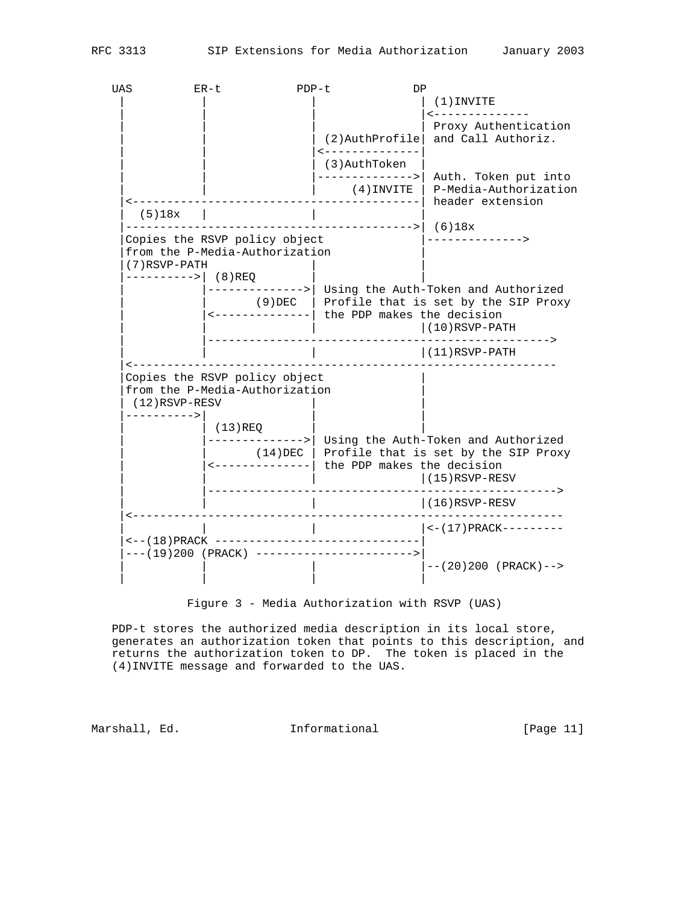```
   UAS         ER-t           PDP-t           DP
    |           |               |               | (1)INVITE
    |           |               |               |<--------------
    |           |               |               | Proxy Authentication
    |           |               | (2)AuthProfile| and Call Authoriz.
    |           |               |<--------------|
    |           |               | (3)AuthToken  |
    |           |               |-------------->| Auth. Token put into
    |           |               |     (4)INVITE | P-Media-Authorization
    |<------------------------------------------| header extension
    |  (5)18x   |               |               |
    |------------------------------------------>| (6)18x
    |Copies the RSVP policy object              |-------------->
    |from the P-Media-Authorization             |
    |(7)RSVP-PATH               |               |
    |---------->| (8)REQ        |               |
    |           |-------------->| Using the Auth-Token and Authorized
    |           |       (9)DEC  | Profile that is set by the SIP Proxy
    |           |<--------------| the PDP makes the decision
    |           |               |               |(10)RSVP-PATH
    |           |-------------------------------------------------->
    |           |               |               |(11)RSVP-PATH
    |<--------------------------------------------------------------
    |Copies the RSVP policy object              |
    |from the P-Media-Authorization             |
    | (12)RSVP-RESV             |               |
    |---------->|               |               |
    |           | (13)REQ       |               |
    |           |-------------->| Using the Auth-Token and Authorized
    |           |       (14)DEC | Profile that is set by the SIP Proxy
    |           |<--------------| the PDP makes the decision
    |           |               |               |(15)RSVP-RESV
    |           |--------------------------------------------------->
    |           |               |               |(16)RSVP-RESV
    |<---------------------------------------------------------------
    |           |               |               |<-(17)PRACK---------
    |<--(18)PRACK ------------------------------|
    |---(19)200 (PRACK) ----------------------->|
    |           |               |               |--(20)200 (PRACK)-->
    |           |               |               |
```

Figure 3 - Media Authorization with RSVP (UAS)

PDP-t stores the authorized media description in its local store, generates an authorization token that points to this description, and returns the authorization token to DP. The token is placed in the (4)INVITE message and forwarded to the UAS.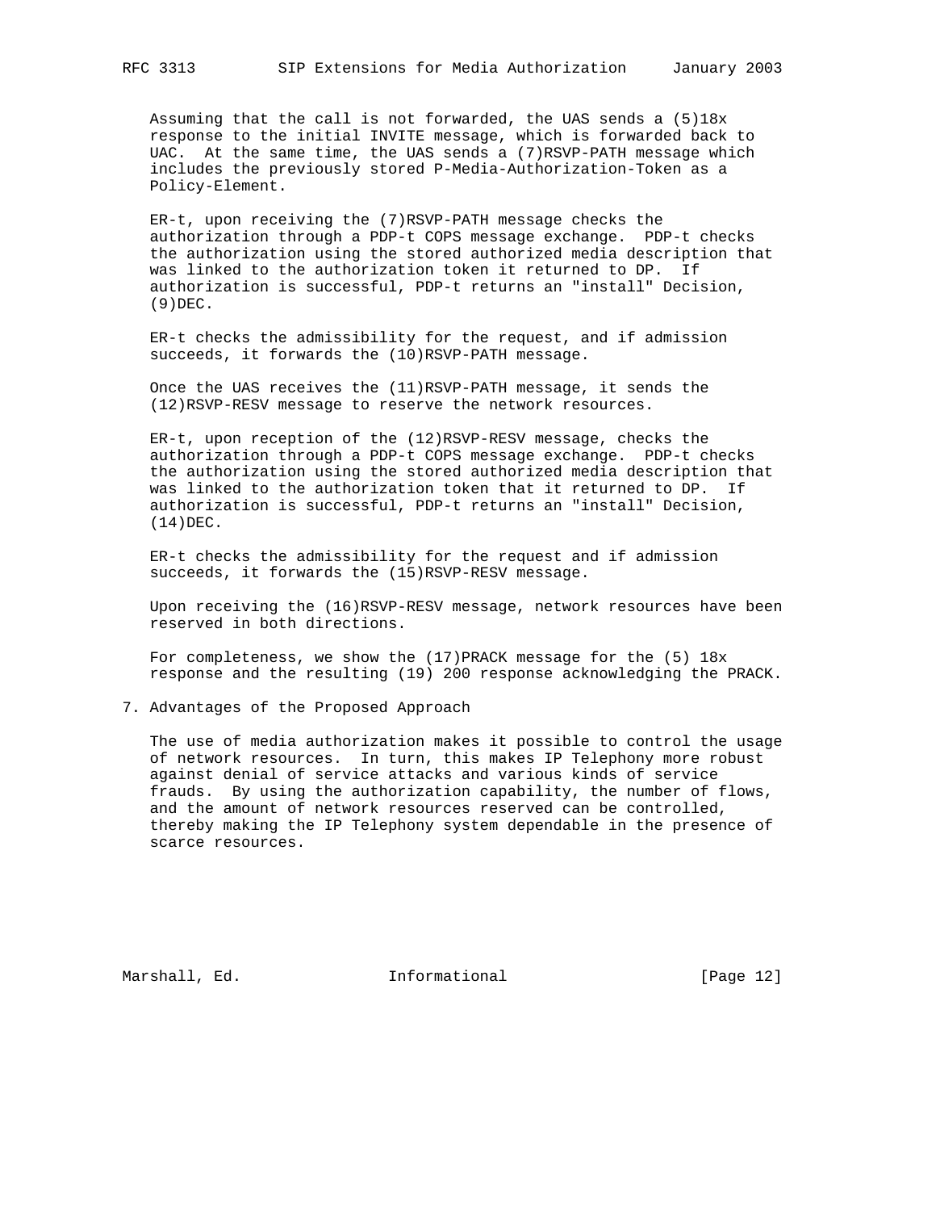Assuming that the call is not forwarded, the UAS sends a (5)18x response to the initial INVITE message, which is forwarded back to UAC. At the same time, the UAS sends a (7)RSVP-PATH message which includes the previously stored P-Media-Authorization-Token as a Policy-Element.

ER-t, upon receiving the (7)RSVP-PATH message checks the authorization through a PDP-t COPS message exchange. PDP-t checks the authorization using the stored authorized media description that was linked to the authorization token it returned to DP. If authorization is successful, PDP-t returns an "install" Decision, (9)DEC.

ER-t checks the admissibility for the request, and if admission succeeds, it forwards the (10)RSVP-PATH message.

Once the UAS receives the (11)RSVP-PATH message, it sends the (12)RSVP-RESV message to reserve the network resources.

ER-t, upon reception of the (12)RSVP-RESV message, checks the authorization through a PDP-t COPS message exchange. PDP-t checks the authorization using the stored authorized media description that was linked to the authorization token that it returned to DP. If authorization is successful, PDP-t returns an "install" Decision, (14)DEC.

ER-t checks the admissibility for the request and if admission succeeds, it forwards the (15)RSVP-RESV message.

Upon receiving the (16)RSVP-RESV message, network resources have been reserved in both directions.

For completeness, we show the (17)PRACK message for the (5) 18x response and the resulting (19) 200 response acknowledging the PRACK.

## 7. Advantages of the Proposed Approach

The use of media authorization makes it possible to control the usage of network resources. In turn, this makes IP Telephony more robust against denial of service attacks and various kinds of service frauds. By using the authorization capability, the number of flows, and the amount of network resources reserved can be controlled, thereby making the IP Telephony system dependable in the presence of scarce resources.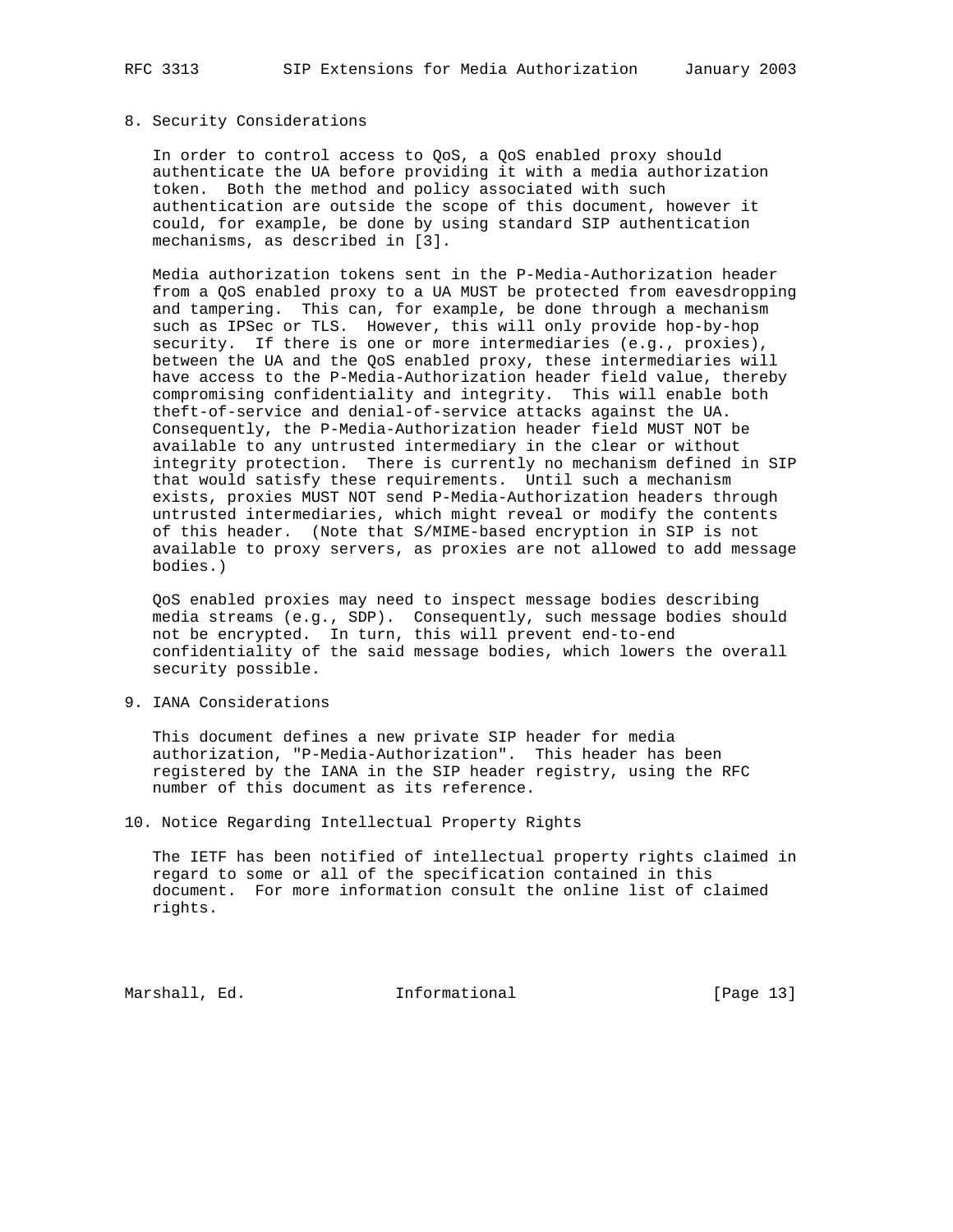## 8. Security Considerations

In order to control access to QoS, a QoS enabled proxy should authenticate the UA before providing it with a media authorization token. Both the method and policy associated with such authentication are outside the scope of this document, however it could, for example, be done by using standard SIP authentication mechanisms, as described in [3].

Media authorization tokens sent in the P-Media-Authorization header from a QoS enabled proxy to a UA MUST be protected from eavesdropping and tampering. This can, for example, be done through a mechanism such as IPSec or TLS. However, this will only provide hop-by-hop security. If there is one or more intermediaries (e.g., proxies), between the UA and the QoS enabled proxy, these intermediaries will have access to the P-Media-Authorization header field value, thereby compromising confidentiality and integrity. This will enable both theft-of-service and denial-of-service attacks against the UA. Consequently, the P-Media-Authorization header field MUST NOT be available to any untrusted intermediary in the clear or without integrity protection. There is currently no mechanism defined in SIP that would satisfy these requirements. Until such a mechanism exists, proxies MUST NOT send P-Media-Authorization headers through untrusted intermediaries, which might reveal or modify the contents of this header. (Note that S/MIME-based encryption in SIP is not available to proxy servers, as proxies are not allowed to add message bodies.)

QoS enabled proxies may need to inspect message bodies describing media streams (e.g., SDP). Consequently, such message bodies should not be encrypted. In turn, this will prevent end-to-end confidentiality of the said message bodies, which lowers the overall security possible.

## 9. IANA Considerations

This document defines a new private SIP header for media authorization, "P-Media-Authorization". This header has been registered by the IANA in the SIP header registry, using the RFC number of this document as its reference.

## 10. Notice Regarding Intellectual Property Rights

The IETF has been notified of intellectual property rights claimed in regard to some or all of the specification contained in this document. For more information consult the online list of claimed rights.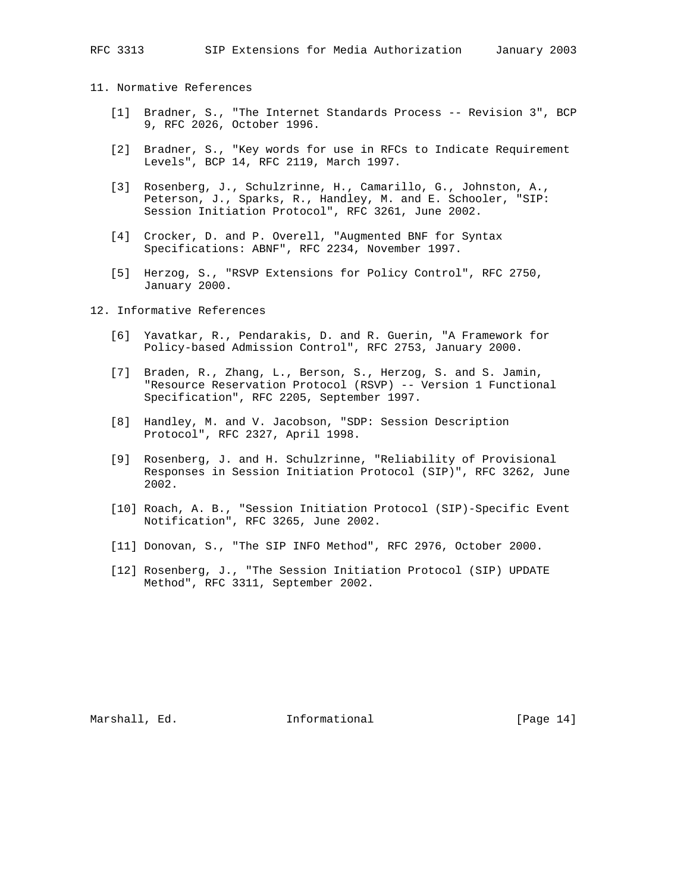## 11. Normative References

[1] Bradner, S., "The Internet Standards Process -- Revision 3", BCP 9, RFC 2026, October 1996.

[2] Bradner, S., "Key words for use in RFCs to Indicate Requirement Levels", BCP 14, RFC 2119, March 1997.

[3] Rosenberg, J., Schulzrinne, H., Camarillo, G., Johnston, A., Peterson, J., Sparks, R., Handley, M. and E. Schooler, "SIP: Session Initiation Protocol", RFC 3261, June 2002.

[4] Crocker, D. and P. Overell, "Augmented BNF for Syntax Specifications: ABNF", RFC 2234, November 1997.

[5] Herzog, S., "RSVP Extensions for Policy Control", RFC 2750, January 2000.

## 12. Informative References

[6] Yavatkar, R., Pendarakis, D. and R. Guerin, "A Framework for Policy-based Admission Control", RFC 2753, January 2000.

[7] Braden, R., Zhang, L., Berson, S., Herzog, S. and S. Jamin, "Resource Reservation Protocol (RSVP) -- Version 1 Functional Specification", RFC 2205, September 1997.

[8] Handley, M. and V. Jacobson, "SDP: Session Description Protocol", RFC 2327, April 1998.

[9] Rosenberg, J. and H. Schulzrinne, "Reliability of Provisional Responses in Session Initiation Protocol (SIP)", RFC 3262, June 2002.

[10] Roach, A. B., "Session Initiation Protocol (SIP)-Specific Event Notification", RFC 3265, June 2002.

[11] Donovan, S., "The SIP INFO Method", RFC 2976, October 2000.

[12] Rosenberg, J., "The Session Initiation Protocol (SIP) UPDATE Method", RFC 3311, September 2002.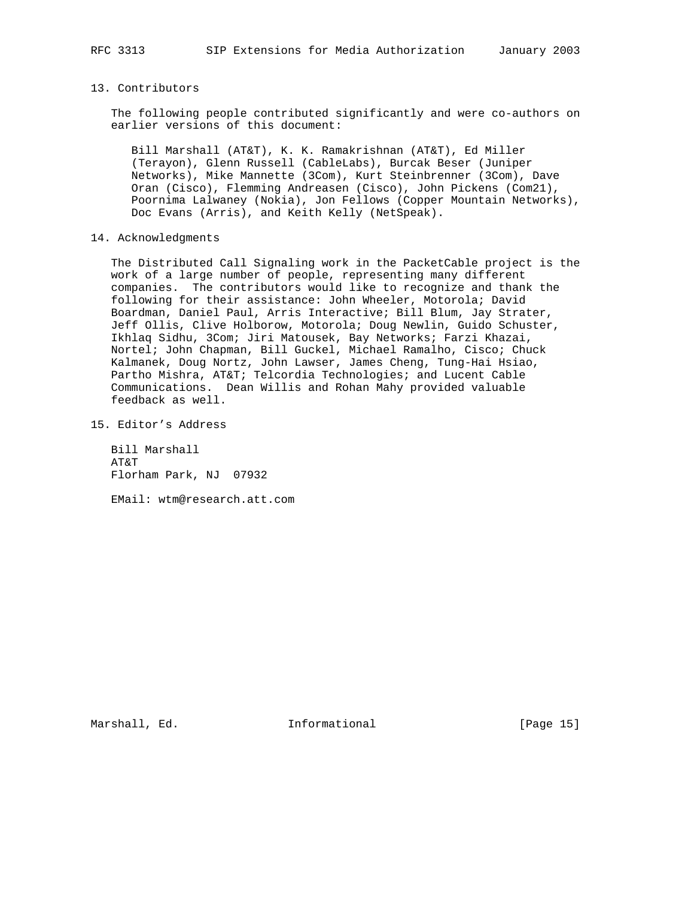## 13. Contributors

The following people contributed significantly and were co-authors on earlier versions of this document:

Bill Marshall (AT&T), K. K. Ramakrishnan (AT&T), Ed Miller (Terayon), Glenn Russell (CableLabs), Burcak Beser (Juniper Networks), Mike Mannette (3Com), Kurt Steinbrenner (3Com), Dave Oran (Cisco), Flemming Andreasen (Cisco), John Pickens (Com21), Poornima Lalwaney (Nokia), Jon Fellows (Copper Mountain Networks), Doc Evans (Arris), and Keith Kelly (NetSpeak).

## 14. Acknowledgments

The Distributed Call Signaling work in the PacketCable project is the work of a large number of people, representing many different companies. The contributors would like to recognize and thank the following for their assistance: John Wheeler, Motorola; David Boardman, Daniel Paul, Arris Interactive; Bill Blum, Jay Strater, Jeff Ollis, Clive Holborow, Motorola; Doug Newlin, Guido Schuster, Ikhlaq Sidhu, 3Com; Jiri Matousek, Bay Networks; Farzi Khazai, Nortel; John Chapman, Bill Guckel, Michael Ramalho, Cisco; Chuck Kalmanek, Doug Nortz, John Lawser, James Cheng, Tung-Hai Hsiao, Partho Mishra, AT&T; Telcordia Technologies; and Lucent Cable Communications. Dean Willis and Rohan Mahy provided valuable feedback as well.

## 15. Editor's Address

Bill Marshall
AT&T
Florham Park, NJ 07932

EMail: wtm@research.att.com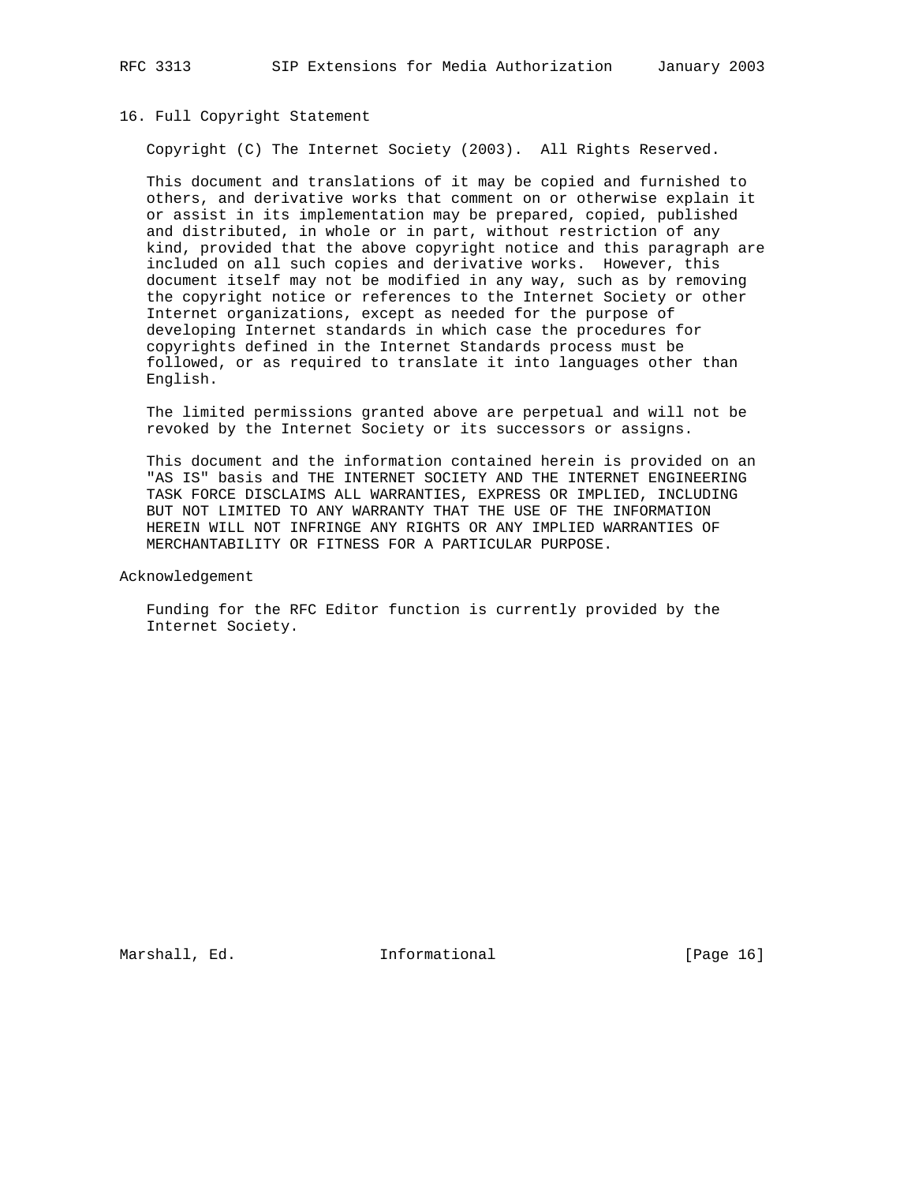## 16. Full Copyright Statement

Copyright (C) The Internet Society (2003). All Rights Reserved.

This document and translations of it may be copied and furnished to others, and derivative works that comment on or otherwise explain it or assist in its implementation may be prepared, copied, published and distributed, in whole or in part, without restriction of any kind, provided that the above copyright notice and this paragraph are included on all such copies and derivative works. However, this document itself may not be modified in any way, such as by removing the copyright notice or references to the Internet Society or other Internet organizations, except as needed for the purpose of developing Internet standards in which case the procedures for copyrights defined in the Internet Standards process must be followed, or as required to translate it into languages other than English.

The limited permissions granted above are perpetual and will not be revoked by the Internet Society or its successors or assigns.

This document and the information contained herein is provided on an "AS IS" basis and THE INTERNET SOCIETY AND THE INTERNET ENGINEERING TASK FORCE DISCLAIMS ALL WARRANTIES, EXPRESS OR IMPLIED, INCLUDING BUT NOT LIMITED TO ANY WARRANTY THAT THE USE OF THE INFORMATION HEREIN WILL NOT INFRINGE ANY RIGHTS OR ANY IMPLIED WARRANTIES OF MERCHANTABILITY OR FITNESS FOR A PARTICULAR PURPOSE.

## Acknowledgement

Funding for the RFC Editor function is currently provided by the Internet Society.